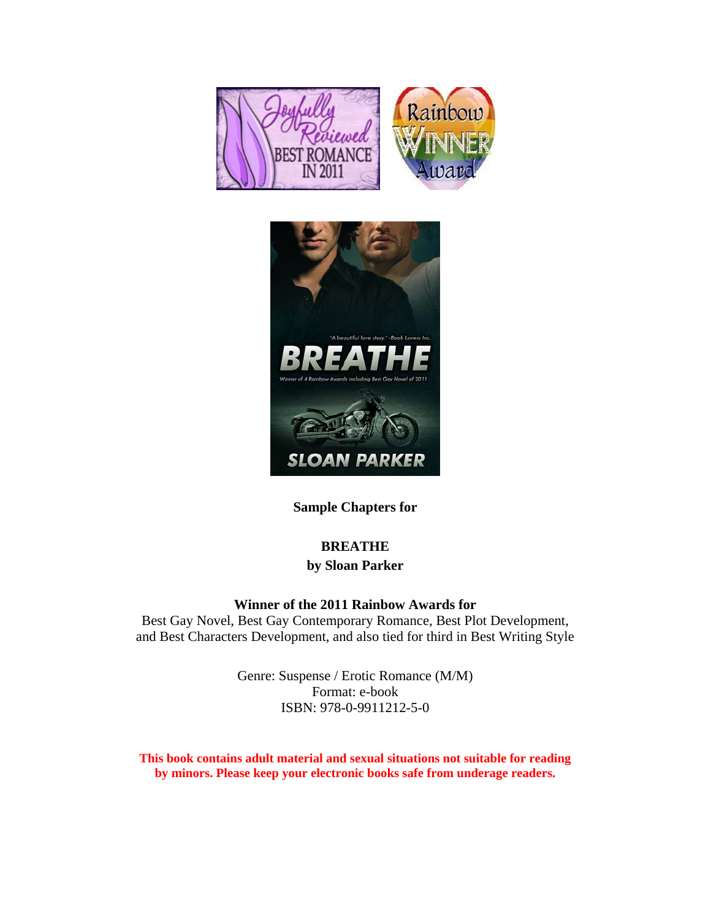**Sample Chapters for**

**BREATHE**
**by Sloan Parker**

**Winner of the 2011 Rainbow Awards for**
Best Gay Novel, Best Gay Contemporary Romance, Best Plot Development, and Best Characters Development, and also tied for third in Best Writing Style

Genre: Suspense / Erotic Romance (M/M)
Format: e-book
ISBN: 978-0-9911212-5-0

**This book contains adult material and sexual situations not suitable for reading by minors. Please keep your electronic books safe from underage readers.**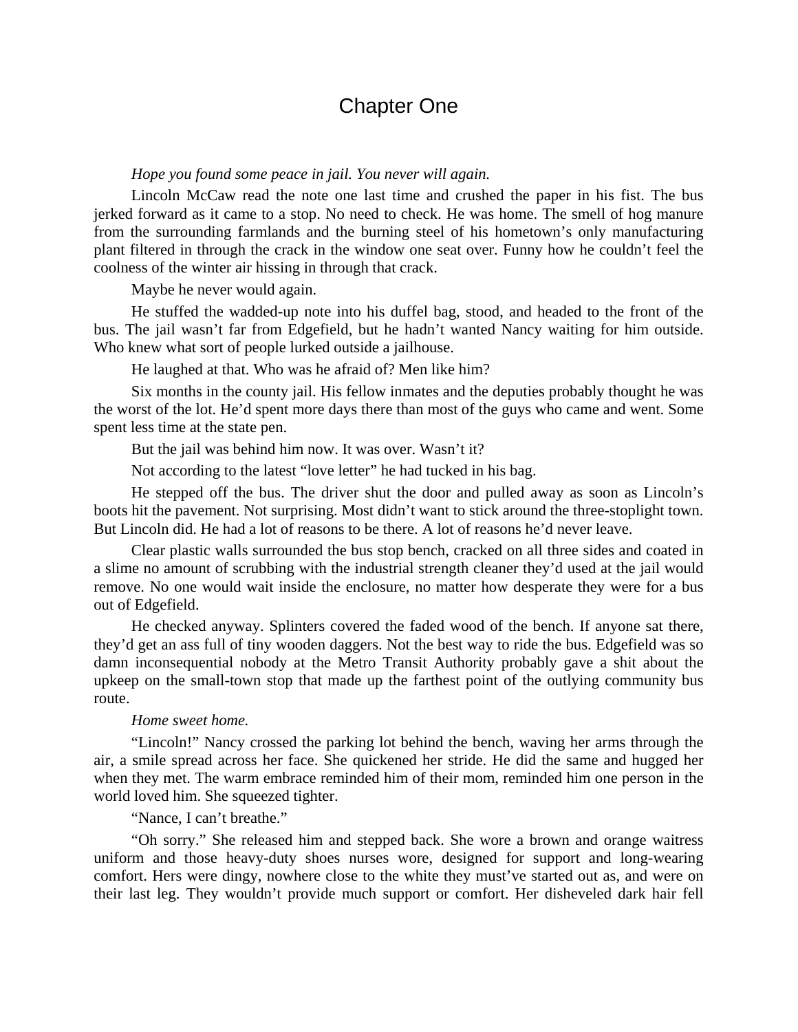# Chapter One

*Hope you found some peace in jail. You never will again.*

Lincoln McCaw read the note one last time and crushed the paper in his fist. The bus jerked forward as it came to a stop. No need to check. He was home. The smell of hog manure from the surrounding farmlands and the burning steel of his hometown's only manufacturing plant filtered in through the crack in the window one seat over. Funny how he couldn't feel the coolness of the winter air hissing in through that crack.

Maybe he never would again.

He stuffed the wadded-up note into his duffel bag, stood, and headed to the front of the bus. The jail wasn't far from Edgefield, but he hadn't wanted Nancy waiting for him outside. Who knew what sort of people lurked outside a jailhouse.

He laughed at that. Who was he afraid of? Men like him?

Six months in the county jail. His fellow inmates and the deputies probably thought he was the worst of the lot. He'd spent more days there than most of the guys who came and went. Some spent less time at the state pen.

But the jail was behind him now. It was over. Wasn't it?

Not according to the latest "love letter" he had tucked in his bag.

He stepped off the bus. The driver shut the door and pulled away as soon as Lincoln's boots hit the pavement. Not surprising. Most didn't want to stick around the three-stoplight town. But Lincoln did. He had a lot of reasons to be there. A lot of reasons he'd never leave.

Clear plastic walls surrounded the bus stop bench, cracked on all three sides and coated in a slime no amount of scrubbing with the industrial strength cleaner they'd used at the jail would remove. No one would wait inside the enclosure, no matter how desperate they were for a bus out of Edgefield.

He checked anyway. Splinters covered the faded wood of the bench. If anyone sat there, they'd get an ass full of tiny wooden daggers. Not the best way to ride the bus. Edgefield was so damn inconsequential nobody at the Metro Transit Authority probably gave a shit about the upkeep on the small-town stop that made up the farthest point of the outlying community bus route.

*Home sweet home.*

"Lincoln!" Nancy crossed the parking lot behind the bench, waving her arms through the air, a smile spread across her face. She quickened her stride. He did the same and hugged her when they met. The warm embrace reminded him of their mom, reminded him one person in the world loved him. She squeezed tighter.

"Nance, I can't breathe."

"Oh sorry." She released him and stepped back. She wore a brown and orange waitress uniform and those heavy-duty shoes nurses wore, designed for support and long-wearing comfort. Hers were dingy, nowhere close to the white they must've started out as, and were on their last leg. They wouldn't provide much support or comfort. Her disheveled dark hair fell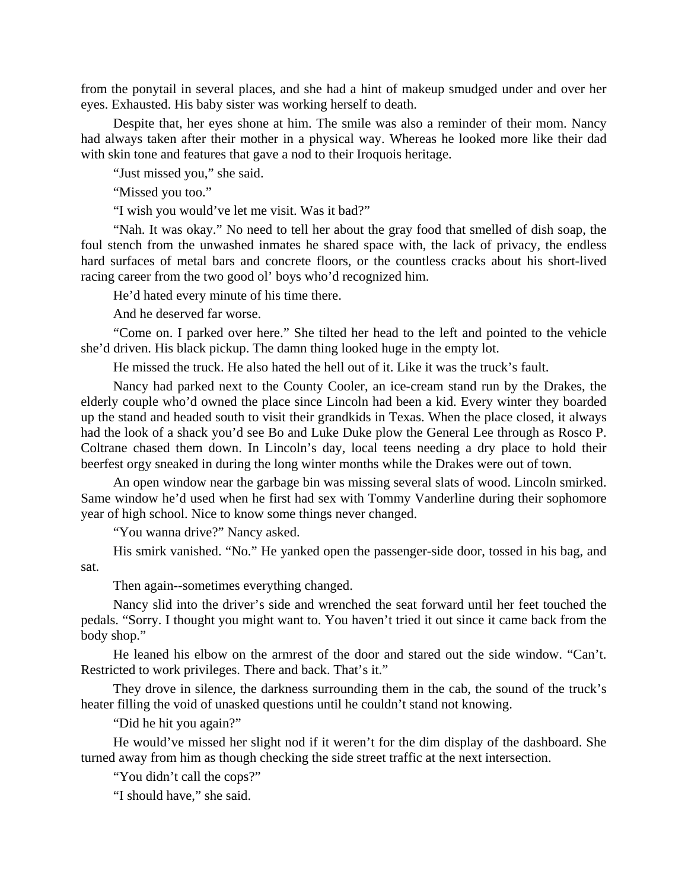from the ponytail in several places, and she had a hint of makeup smudged under and over her eyes. Exhausted. His baby sister was working herself to death.

Despite that, her eyes shone at him. The smile was also a reminder of their mom. Nancy had always taken after their mother in a physical way. Whereas he looked more like their dad with skin tone and features that gave a nod to their Iroquois heritage.

"Just missed you," she said.

"Missed you too."

"I wish you would've let me visit. Was it bad?"

"Nah. It was okay." No need to tell her about the gray food that smelled of dish soap, the foul stench from the unwashed inmates he shared space with, the lack of privacy, the endless hard surfaces of metal bars and concrete floors, or the countless cracks about his short-lived racing career from the two good ol' boys who'd recognized him.

He'd hated every minute of his time there.

And he deserved far worse.

"Come on. I parked over here." She tilted her head to the left and pointed to the vehicle she'd driven. His black pickup. The damn thing looked huge in the empty lot.

He missed the truck. He also hated the hell out of it. Like it was the truck's fault.

Nancy had parked next to the County Cooler, an ice-cream stand run by the Drakes, the elderly couple who'd owned the place since Lincoln had been a kid. Every winter they boarded up the stand and headed south to visit their grandkids in Texas. When the place closed, it always had the look of a shack you'd see Bo and Luke Duke plow the General Lee through as Rosco P. Coltrane chased them down. In Lincoln's day, local teens needing a dry place to hold their beerfest orgy sneaked in during the long winter months while the Drakes were out of town.

An open window near the garbage bin was missing several slats of wood. Lincoln smirked. Same window he'd used when he first had sex with Tommy Vanderline during their sophomore year of high school. Nice to know some things never changed.

"You wanna drive?" Nancy asked.

His smirk vanished. "No." He yanked open the passenger-side door, tossed in his bag, and sat.

Then again--sometimes everything changed.

Nancy slid into the driver's side and wrenched the seat forward until her feet touched the pedals. "Sorry. I thought you might want to. You haven't tried it out since it came back from the body shop."

He leaned his elbow on the armrest of the door and stared out the side window. "Can't. Restricted to work privileges. There and back. That's it."

They drove in silence, the darkness surrounding them in the cab, the sound of the truck's heater filling the void of unasked questions until he couldn't stand not knowing.

"Did he hit you again?"

He would've missed her slight nod if it weren't for the dim display of the dashboard. She turned away from him as though checking the side street traffic at the next intersection.

"You didn't call the cops?"

"I should have," she said.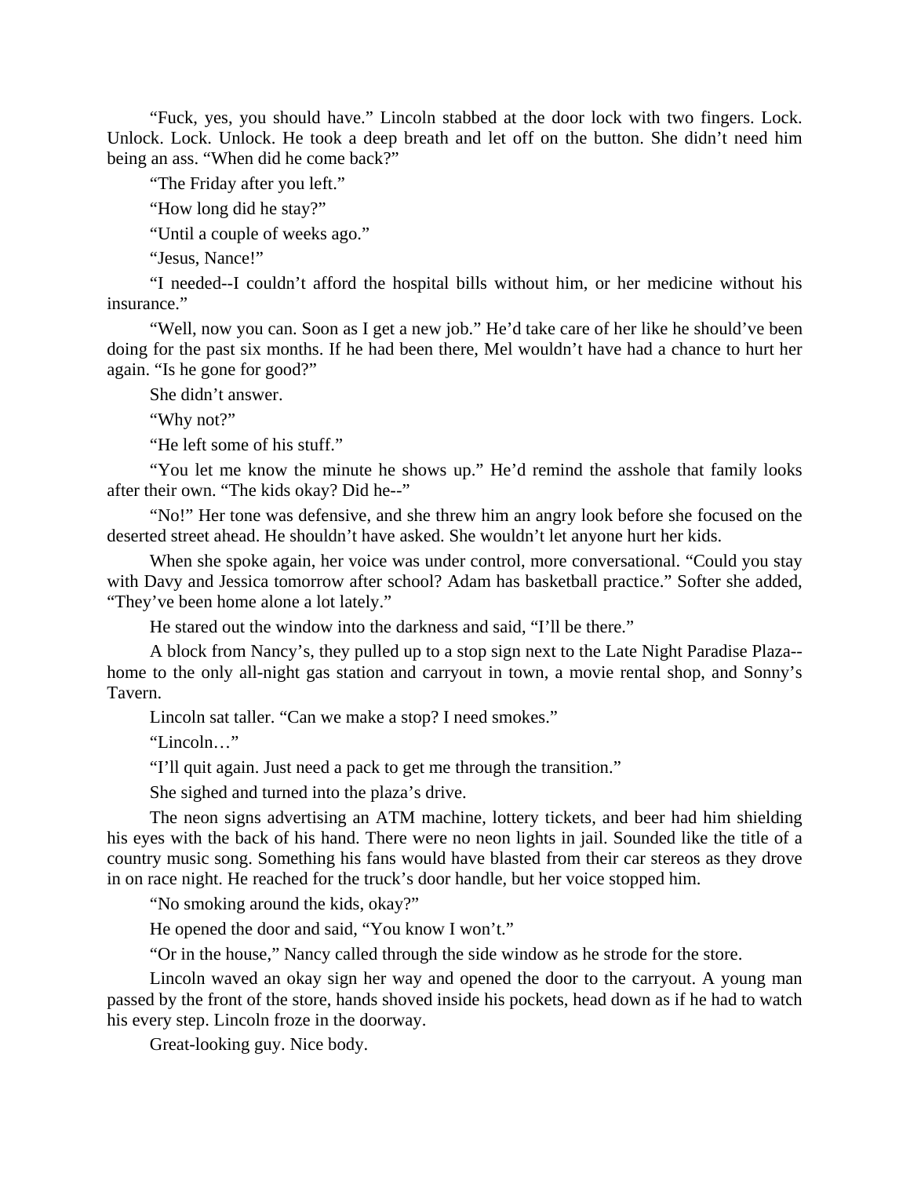"Fuck, yes, you should have." Lincoln stabbed at the door lock with two fingers. Lock. Unlock. Lock. Unlock. He took a deep breath and let off on the button. She didn't need him being an ass. "When did he come back?"

"The Friday after you left."

"How long did he stay?"

"Until a couple of weeks ago."

"Jesus, Nance!"

"I needed--I couldn't afford the hospital bills without him, or her medicine without his insurance."

"Well, now you can. Soon as I get a new job." He'd take care of her like he should've been doing for the past six months. If he had been there, Mel wouldn't have had a chance to hurt her again. "Is he gone for good?"

She didn't answer.

"Why not?"

"He left some of his stuff."

"You let me know the minute he shows up." He'd remind the asshole that family looks after their own. "The kids okay? Did he--"

"No!" Her tone was defensive, and she threw him an angry look before she focused on the deserted street ahead. He shouldn't have asked. She wouldn't let anyone hurt her kids.

When she spoke again, her voice was under control, more conversational. "Could you stay with Davy and Jessica tomorrow after school? Adam has basketball practice." Softer she added, "They've been home alone a lot lately."

He stared out the window into the darkness and said, "I'll be there."

A block from Nancy's, they pulled up to a stop sign next to the Late Night Paradise Plaza--home to the only all-night gas station and carryout in town, a movie rental shop, and Sonny's Tavern.

Lincoln sat taller. "Can we make a stop? I need smokes."

"Lincoln…"

"I'll quit again. Just need a pack to get me through the transition."

She sighed and turned into the plaza's drive.

The neon signs advertising an ATM machine, lottery tickets, and beer had him shielding his eyes with the back of his hand. There were no neon lights in jail. Sounded like the title of a country music song. Something his fans would have blasted from their car stereos as they drove in on race night. He reached for the truck's door handle, but her voice stopped him.

"No smoking around the kids, okay?"

He opened the door and said, "You know I won't."

"Or in the house," Nancy called through the side window as he strode for the store.

Lincoln waved an okay sign her way and opened the door to the carryout. A young man passed by the front of the store, hands shoved inside his pockets, head down as if he had to watch his every step. Lincoln froze in the doorway.

Great-looking guy. Nice body.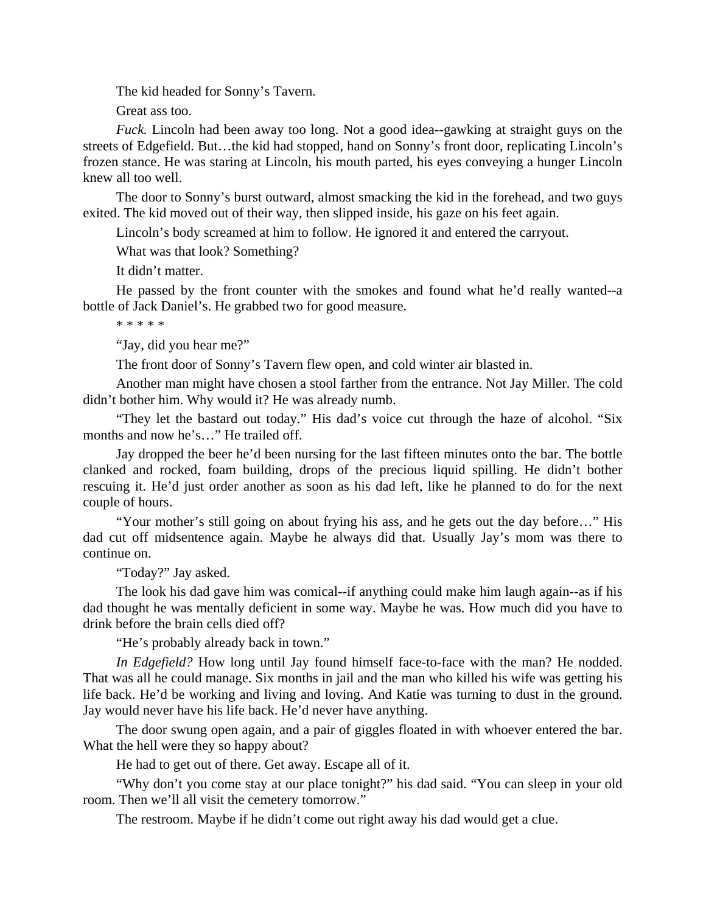The kid headed for Sonny's Tavern.

Great ass too.

*Fuck.* Lincoln had been away too long. Not a good idea--gawking at straight guys on the streets of Edgefield. But…the kid had stopped, hand on Sonny's front door, replicating Lincoln's frozen stance. He was staring at Lincoln, his mouth parted, his eyes conveying a hunger Lincoln knew all too well.

The door to Sonny's burst outward, almost smacking the kid in the forehead, and two guys exited. The kid moved out of their way, then slipped inside, his gaze on his feet again.

Lincoln's body screamed at him to follow. He ignored it and entered the carryout.

What was that look? Something?

It didn't matter.

He passed by the front counter with the smokes and found what he'd really wanted--a bottle of Jack Daniel's. He grabbed two for good measure.

* * * * *

"Jay, did you hear me?"

The front door of Sonny's Tavern flew open, and cold winter air blasted in.

Another man might have chosen a stool farther from the entrance. Not Jay Miller. The cold didn't bother him. Why would it? He was already numb.

"They let the bastard out today." His dad's voice cut through the haze of alcohol. "Six months and now he's…" He trailed off.

Jay dropped the beer he'd been nursing for the last fifteen minutes onto the bar. The bottle clanked and rocked, foam building, drops of the precious liquid spilling. He didn't bother rescuing it. He'd just order another as soon as his dad left, like he planned to do for the next couple of hours.

"Your mother's still going on about frying his ass, and he gets out the day before…" His dad cut off midsentence again. Maybe he always did that. Usually Jay's mom was there to continue on.

"Today?" Jay asked.

The look his dad gave him was comical--if anything could make him laugh again--as if his dad thought he was mentally deficient in some way. Maybe he was. How much did you have to drink before the brain cells died off?

"He's probably already back in town."

*In Edgefield?* How long until Jay found himself face-to-face with the man? He nodded. That was all he could manage. Six months in jail and the man who killed his wife was getting his life back. He'd be working and living and loving. And Katie was turning to dust in the ground. Jay would never have his life back. He'd never have anything.

The door swung open again, and a pair of giggles floated in with whoever entered the bar. What the hell were they so happy about?

He had to get out of there. Get away. Escape all of it.

"Why don't you come stay at our place tonight?" his dad said. "You can sleep in your old room. Then we'll all visit the cemetery tomorrow."

The restroom. Maybe if he didn't come out right away his dad would get a clue.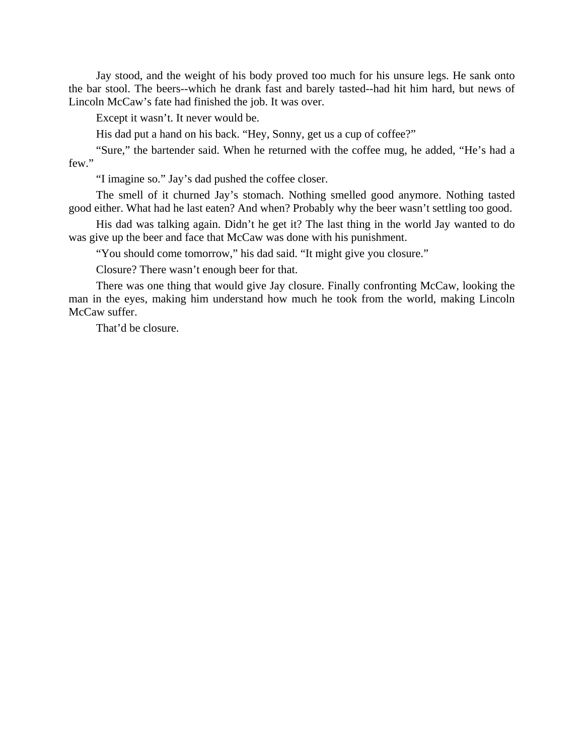Jay stood, and the weight of his body proved too much for his unsure legs. He sank onto the bar stool. The beers--which he drank fast and barely tasted--had hit him hard, but news of Lincoln McCaw's fate had finished the job. It was over.

Except it wasn't. It never would be.

His dad put a hand on his back. "Hey, Sonny, get us a cup of coffee?"

"Sure," the bartender said. When he returned with the coffee mug, he added, "He's had a few."

"I imagine so." Jay's dad pushed the coffee closer.

The smell of it churned Jay's stomach. Nothing smelled good anymore. Nothing tasted good either. What had he last eaten? And when? Probably why the beer wasn't settling too good.

His dad was talking again. Didn't he get it? The last thing in the world Jay wanted to do was give up the beer and face that McCaw was done with his punishment.

"You should come tomorrow," his dad said. "It might give you closure."

Closure? There wasn't enough beer for that.

There was one thing that would give Jay closure. Finally confronting McCaw, looking the man in the eyes, making him understand how much he took from the world, making Lincoln McCaw suffer.

That'd be closure.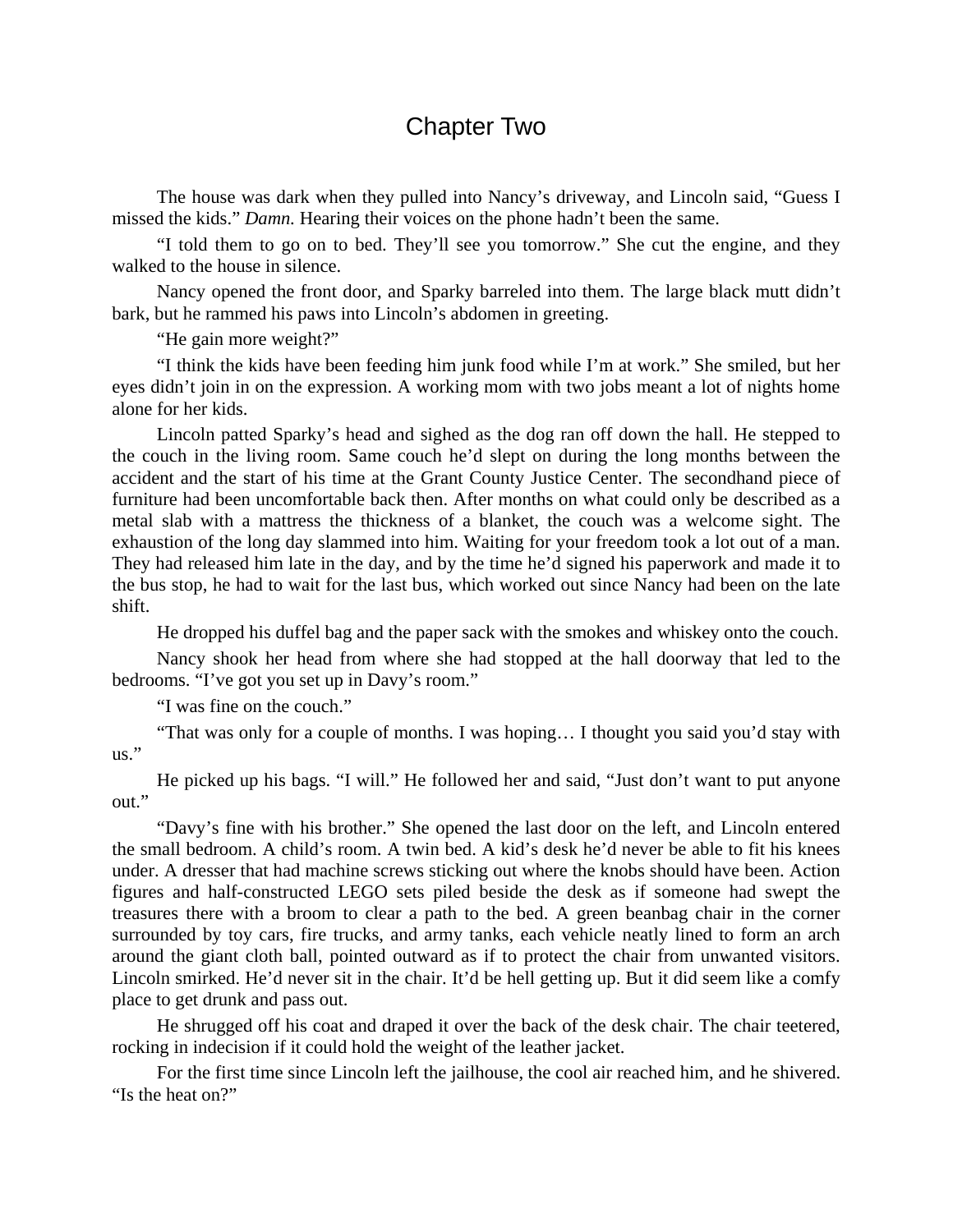# Chapter Two

The house was dark when they pulled into Nancy's driveway, and Lincoln said, "Guess I missed the kids." *Damn.* Hearing their voices on the phone hadn't been the same.

"I told them to go on to bed. They'll see you tomorrow." She cut the engine, and they walked to the house in silence.

Nancy opened the front door, and Sparky barreled into them. The large black mutt didn't bark, but he rammed his paws into Lincoln's abdomen in greeting.

"He gain more weight?"

"I think the kids have been feeding him junk food while I'm at work." She smiled, but her eyes didn't join in on the expression. A working mom with two jobs meant a lot of nights home alone for her kids.

Lincoln patted Sparky's head and sighed as the dog ran off down the hall. He stepped to the couch in the living room. Same couch he'd slept on during the long months between the accident and the start of his time at the Grant County Justice Center. The secondhand piece of furniture had been uncomfortable back then. After months on what could only be described as a metal slab with a mattress the thickness of a blanket, the couch was a welcome sight. The exhaustion of the long day slammed into him. Waiting for your freedom took a lot out of a man. They had released him late in the day, and by the time he'd signed his paperwork and made it to the bus stop, he had to wait for the last bus, which worked out since Nancy had been on the late shift.

He dropped his duffel bag and the paper sack with the smokes and whiskey onto the couch.

Nancy shook her head from where she had stopped at the hall doorway that led to the bedrooms. "I've got you set up in Davy's room."

"I was fine on the couch."

"That was only for a couple of months. I was hoping… I thought you said you'd stay with us."

He picked up his bags. "I will." He followed her and said, "Just don't want to put anyone out."

"Davy's fine with his brother." She opened the last door on the left, and Lincoln entered the small bedroom. A child's room. A twin bed. A kid's desk he'd never be able to fit his knees under. A dresser that had machine screws sticking out where the knobs should have been. Action figures and half-constructed LEGO sets piled beside the desk as if someone had swept the treasures there with a broom to clear a path to the bed. A green beanbag chair in the corner surrounded by toy cars, fire trucks, and army tanks, each vehicle neatly lined to form an arch around the giant cloth ball, pointed outward as if to protect the chair from unwanted visitors. Lincoln smirked. He'd never sit in the chair. It'd be hell getting up. But it did seem like a comfy place to get drunk and pass out.

He shrugged off his coat and draped it over the back of the desk chair. The chair teetered, rocking in indecision if it could hold the weight of the leather jacket.

For the first time since Lincoln left the jailhouse, the cool air reached him, and he shivered. "Is the heat on?"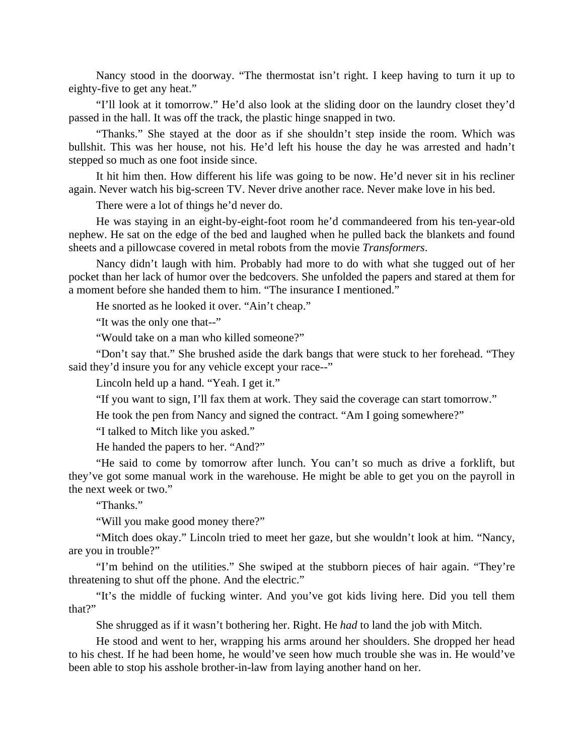Nancy stood in the doorway. "The thermostat isn't right. I keep having to turn it up to eighty-five to get any heat."

"I'll look at it tomorrow." He'd also look at the sliding door on the laundry closet they'd passed in the hall. It was off the track, the plastic hinge snapped in two.

"Thanks." She stayed at the door as if she shouldn't step inside the room. Which was bullshit. This was her house, not his. He'd left his house the day he was arrested and hadn't stepped so much as one foot inside since.

It hit him then. How different his life was going to be now. He'd never sit in his recliner again. Never watch his big-screen TV. Never drive another race. Never make love in his bed.

There were a lot of things he'd never do.

He was staying in an eight-by-eight-foot room he'd commandeered from his ten-year-old nephew. He sat on the edge of the bed and laughed when he pulled back the blankets and found sheets and a pillowcase covered in metal robots from the movie *Transformers*.

Nancy didn't laugh with him. Probably had more to do with what she tugged out of her pocket than her lack of humor over the bedcovers. She unfolded the papers and stared at them for a moment before she handed them to him. "The insurance I mentioned."

He snorted as he looked it over. "Ain't cheap."

"It was the only one that--"

"Would take on a man who killed someone?"

"Don't say that." She brushed aside the dark bangs that were stuck to her forehead. "They said they'd insure you for any vehicle except your race--"

Lincoln held up a hand. "Yeah. I get it."

"If you want to sign, I'll fax them at work. They said the coverage can start tomorrow."

He took the pen from Nancy and signed the contract. "Am I going somewhere?"

"I talked to Mitch like you asked."

He handed the papers to her. "And?"

"He said to come by tomorrow after lunch. You can't so much as drive a forklift, but they've got some manual work in the warehouse. He might be able to get you on the payroll in the next week or two."

"Thanks."

"Will you make good money there?"

"Mitch does okay." Lincoln tried to meet her gaze, but she wouldn't look at him. "Nancy, are you in trouble?"

"I'm behind on the utilities." She swiped at the stubborn pieces of hair again. "They're threatening to shut off the phone. And the electric."

"It's the middle of fucking winter. And you've got kids living here. Did you tell them that?"

She shrugged as if it wasn't bothering her. Right. He *had* to land the job with Mitch.

He stood and went to her, wrapping his arms around her shoulders. She dropped her head to his chest. If he had been home, he would've seen how much trouble she was in. He would've been able to stop his asshole brother-in-law from laying another hand on her.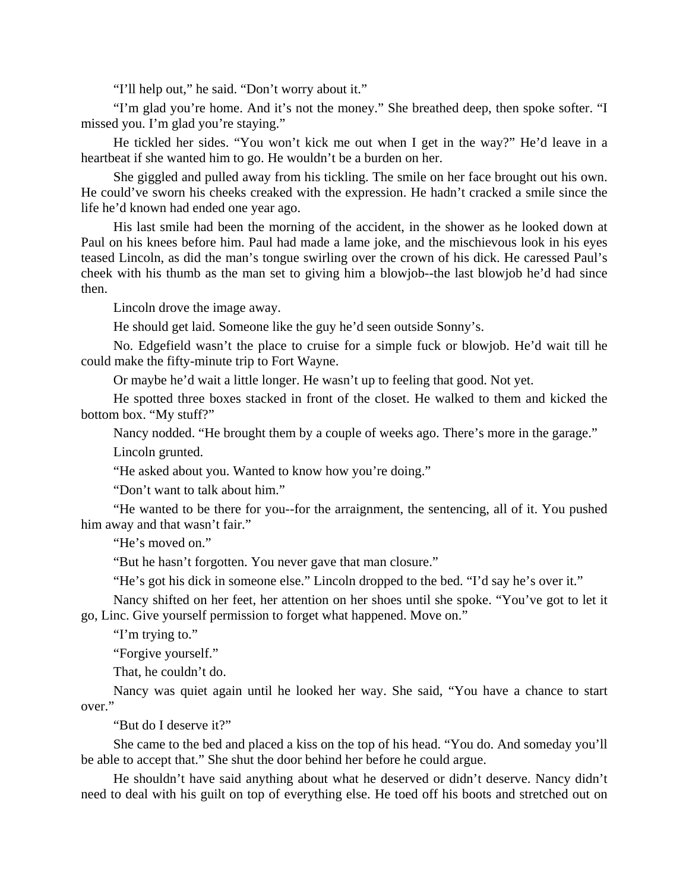"I'll help out," he said. "Don't worry about it."

"I'm glad you're home. And it's not the money." She breathed deep, then spoke softer. "I missed you. I'm glad you're staying."

He tickled her sides. "You won't kick me out when I get in the way?" He'd leave in a heartbeat if she wanted him to go. He wouldn't be a burden on her.

She giggled and pulled away from his tickling. The smile on her face brought out his own. He could've sworn his cheeks creaked with the expression. He hadn't cracked a smile since the life he'd known had ended one year ago.

His last smile had been the morning of the accident, in the shower as he looked down at Paul on his knees before him. Paul had made a lame joke, and the mischievous look in his eyes teased Lincoln, as did the man's tongue swirling over the crown of his dick. He caressed Paul's cheek with his thumb as the man set to giving him a blowjob--the last blowjob he'd had since then.

Lincoln drove the image away.

He should get laid. Someone like the guy he'd seen outside Sonny's.

No. Edgefield wasn't the place to cruise for a simple fuck or blowjob. He'd wait till he could make the fifty-minute trip to Fort Wayne.

Or maybe he'd wait a little longer. He wasn't up to feeling that good. Not yet.

He spotted three boxes stacked in front of the closet. He walked to them and kicked the bottom box. "My stuff?"

Nancy nodded. "He brought them by a couple of weeks ago. There's more in the garage."

Lincoln grunted.

"He asked about you. Wanted to know how you're doing."

"Don't want to talk about him."

"He wanted to be there for you--for the arraignment, the sentencing, all of it. You pushed him away and that wasn't fair."

"He's moved on."

"But he hasn't forgotten. You never gave that man closure."

"He's got his dick in someone else." Lincoln dropped to the bed. "I'd say he's over it."

Nancy shifted on her feet, her attention on her shoes until she spoke. "You've got to let it go, Linc. Give yourself permission to forget what happened. Move on."

"I'm trying to."

"Forgive yourself."

That, he couldn't do.

Nancy was quiet again until he looked her way. She said, "You have a chance to start over."

"But do I deserve it?"

She came to the bed and placed a kiss on the top of his head. "You do. And someday you'll be able to accept that." She shut the door behind her before he could argue.

He shouldn't have said anything about what he deserved or didn't deserve. Nancy didn't need to deal with his guilt on top of everything else. He toed off his boots and stretched out on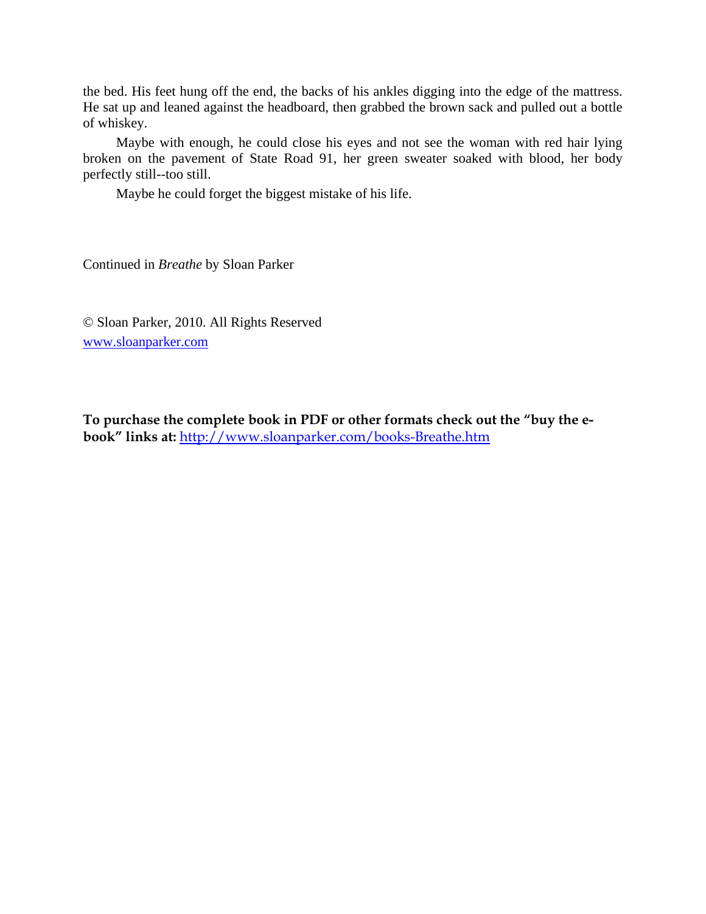the bed. His feet hung off the end, the backs of his ankles digging into the edge of the mattress. He sat up and leaned against the headboard, then grabbed the brown sack and pulled out a bottle of whiskey.

Maybe with enough, he could close his eyes and not see the woman with red hair lying broken on the pavement of State Road 91, her green sweater soaked with blood, her body perfectly still--too still.

Maybe he could forget the biggest mistake of his life.

Continued in *Breathe* by Sloan Parker

© Sloan Parker, 2010. All Rights Reserved
[www.sloanparker.com](http://www.sloanparker.com)

**To purchase the complete book in PDF or other formats check out the "buy the e-book" links at:** [http://www.sloanparker.com/books-Breathe.htm](http://www.sloanparker.com/books-Breathe.htm)